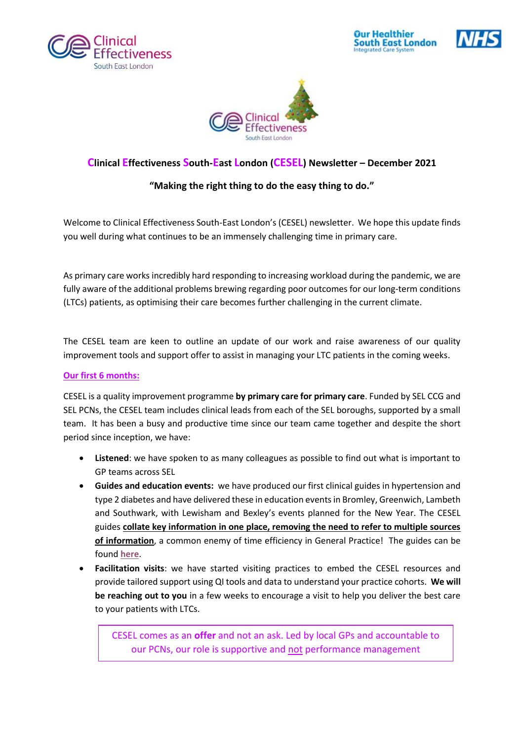# Clinical Effectiveness South-East London (CESEL) Newsletter – December 2021

**"Making the right thing to do the easy thing to do."**

Welcome to Clinical Effectiveness South-East London's (CESEL) newsletter. We hope this update finds you well during what continues to be an immensely challenging time in primary care.

As primary care works incredibly hard responding to increasing workload during the pandemic, we are fully aware of the additional problems brewing regarding poor outcomes for our long-term conditions (LTCs) patients, as optimising their care becomes further challenging in the current climate.

The CESEL team are keen to outline an update of our work and raise awareness of our quality improvement tools and support offer to assist in managing your LTC patients in the coming weeks.

## Our first 6 months:

CESEL is a quality improvement programme **by primary care for primary care**. Funded by SEL CCG and SEL PCNs, the CESEL team includes clinical leads from each of the SEL boroughs, supported by a small team. It has been a busy and productive time since our team came together and despite the short period since inception, we have:

- **Listened**: we have spoken to as many colleagues as possible to find out what is important to GP teams across SEL
- **Guides and education events:** we have produced our first clinical guides in hypertension and type 2 diabetes and have delivered these in education events in Bromley, Greenwich, Lambeth and Southwark, with Lewisham and Bexley's events planned for the New Year. The CESEL guides **collate key information in one place, removing the need to refer to multiple sources of information**, a common enemy of time efficiency in General Practice! The guides can be found here.
- **Facilitation visits**: we have started visiting practices to embed the CESEL resources and provide tailored support using QI tools and data to understand your practice cohorts. **We will be reaching out to you** in a few weeks to encourage a visit to help you deliver the best care to your patients with LTCs.

> CESEL comes as an **offer** and not an ask. Led by local GPs and accountable to our PCNs, our role is supportive and not performance management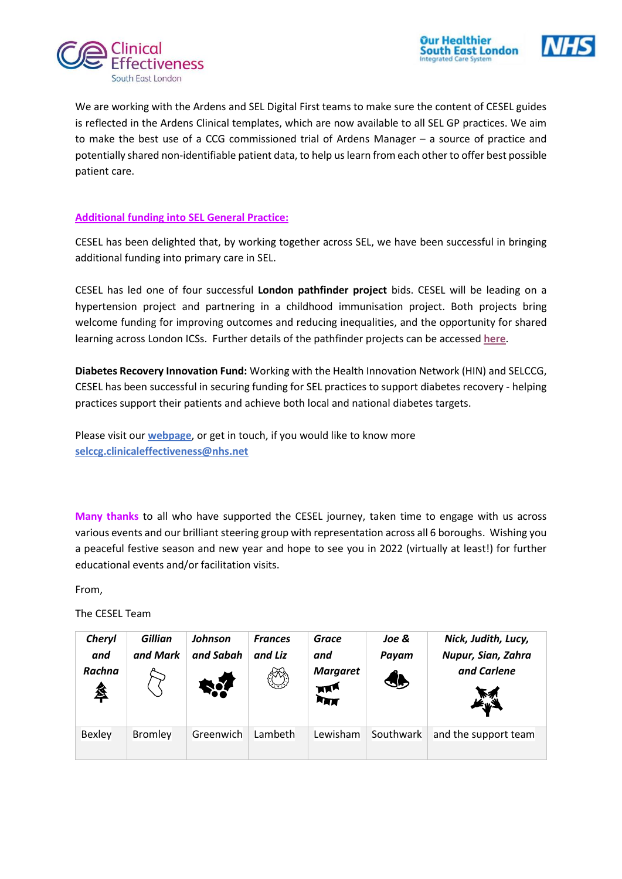We are working with the Ardens and SEL Digital First teams to make sure the content of CESEL guides is reflected in the Ardens Clinical templates, which are now available to all SEL GP practices. We aim to make the best use of a CCG commissioned trial of Ardens Manager – a source of practice and potentially shared non-identifiable patient data, to help us learn from each other to offer best possible patient care.

**Additional funding into SEL General Practice:**

CESEL has been delighted that, by working together across SEL, we have been successful in bringing additional funding into primary care in SEL.

CESEL has led one of four successful **London pathfinder project** bids. CESEL will be leading on a hypertension project and partnering in a childhood immunisation project. Both projects bring welcome funding for improving outcomes and reducing inequalities, and the opportunity for shared learning across London ICSs. Further details of the pathfinder projects can be accessed here.

**Diabetes Recovery Innovation Fund:** Working with the Health Innovation Network (HIN) and SELCCG, CESEL has been successful in securing funding for SEL practices to support diabetes recovery - helping practices support their patients and achieve both local and national diabetes targets.

Please visit our webpage, or get in touch, if you would like to know more
selccg.clinicaleffectiveness@nhs.net

**Many thanks** to all who have supported the CESEL journey, taken time to engage with us across various events and our brilliant steering group with representation across all 6 boroughs. Wishing you a peaceful festive season and new year and hope to see you in 2022 (virtually at least!) for further educational events and/or facilitation visits.

From,

The CESEL Team

| *Cheryl and Rachna* | *Gillian and Mark* | *Johnson and Sabah* | *Frances and Liz* | *Grace and Margaret* | *Joe & Payam* | *Nick, Judith, Lucy, Nupur, Sian, Zahra and Carlene* |
|---|---|---|---|---|---|---|
| Bexley | Bromley | Greenwich | Lambeth | Lewisham | Southwark | and the support team |